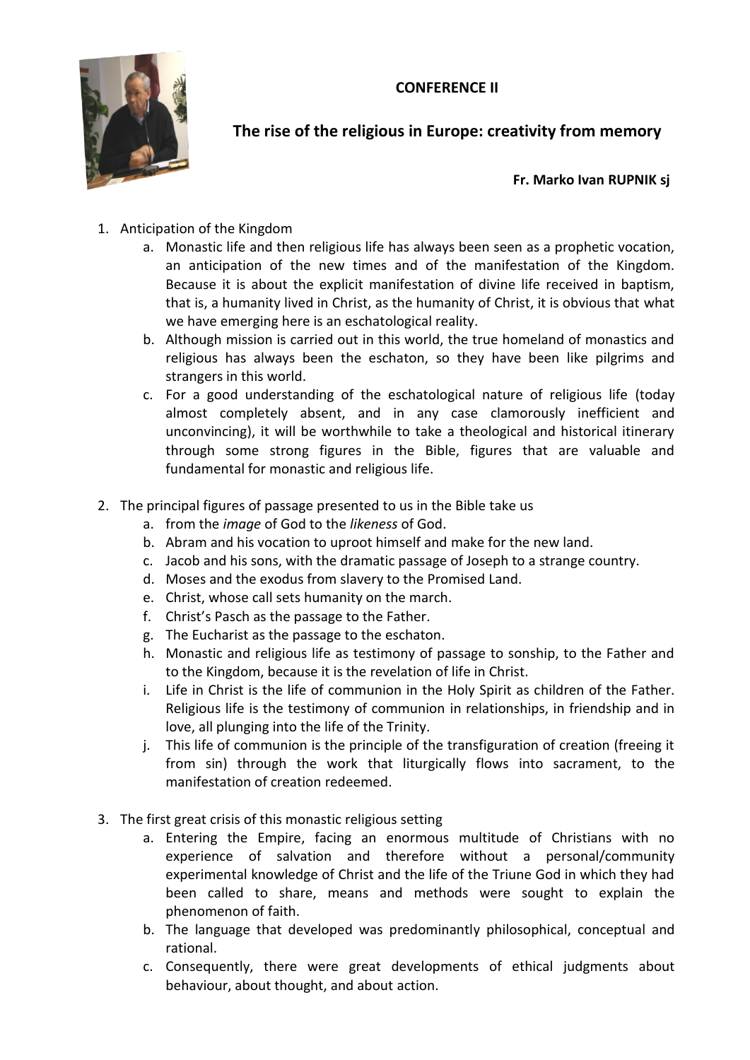# CONFERENCE II

## The rise of the religious in Europe: creativity from memory

**Fr. Marko Ivan RUPNIK sj**

1. Anticipation of the Kingdom
   a. Monastic life and then religious life has always been seen as a prophetic vocation, an anticipation of the new times and of the manifestation of the Kingdom. Because it is about the explicit manifestation of divine life received in baptism, that is, a humanity lived in Christ, as the humanity of Christ, it is obvious that what we have emerging here is an eschatological reality.
   b. Although mission is carried out in this world, the true homeland of monastics and religious has always been the eschaton, so they have been like pilgrims and strangers in this world.
   c. For a good understanding of the eschatological nature of religious life (today almost completely absent, and in any case clamorously inefficient and unconvincing), it will be worthwhile to take a theological and historical itinerary through some strong figures in the Bible, figures that are valuable and fundamental for monastic and religious life.

2. The principal figures of passage presented to us in the Bible take us
   a. from the *image* of God to the *likeness* of God.
   b. Abram and his vocation to uproot himself and make for the new land.
   c. Jacob and his sons, with the dramatic passage of Joseph to a strange country.
   d. Moses and the exodus from slavery to the Promised Land.
   e. Christ, whose call sets humanity on the march.
   f. Christ's Pasch as the passage to the Father.
   g. The Eucharist as the passage to the eschaton.
   h. Monastic and religious life as testimony of passage to sonship, to the Father and to the Kingdom, because it is the revelation of life in Christ.
   i. Life in Christ is the life of communion in the Holy Spirit as children of the Father. Religious life is the testimony of communion in relationships, in friendship and in love, all plunging into the life of the Trinity.
   j. This life of communion is the principle of the transfiguration of creation (freeing it from sin) through the work that liturgically flows into sacrament, to the manifestation of creation redeemed.

3. The first great crisis of this monastic religious setting
   a. Entering the Empire, facing an enormous multitude of Christians with no experience of salvation and therefore without a personal/community experimental knowledge of Christ and the life of the Triune God in which they had been called to share, means and methods were sought to explain the phenomenon of faith.
   b. The language that developed was predominantly philosophical, conceptual and rational.
   c. Consequently, there were great developments of ethical judgments about behaviour, about thought, and about action.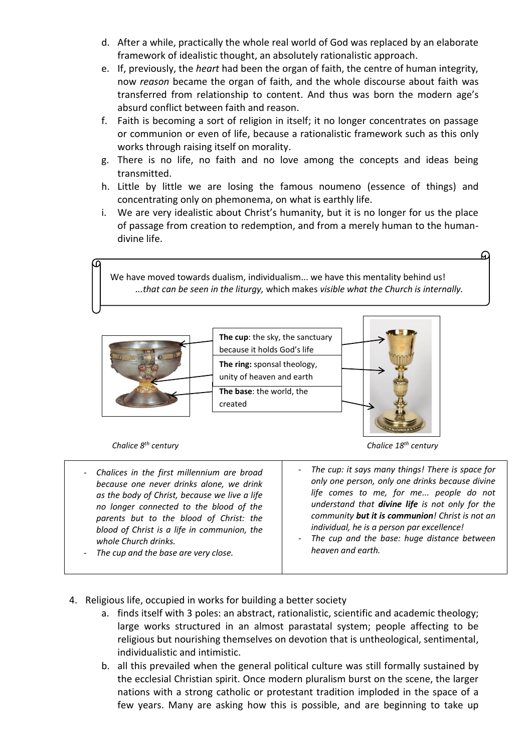d. After a while, practically the whole real world of God was replaced by an elaborate framework of idealistic thought, an absolutely rationalistic approach.

e. If, previously, the *heart* had been the organ of faith, the centre of human integrity, now *reason* became the organ of faith, and the whole discourse about faith was transferred from relationship to content. And thus was born the modern age's absurd conflict between faith and reason.

f. Faith is becoming a sort of religion in itself; it no longer concentrates on passage or communion or even of life, because a rationalistic framework such as this only works through raising itself on morality.

g. There is no life, no faith and no love among the concepts and ideas being transmitted.

h. Little by little we are losing the famous noumeno (essence of things) and concentrating only on phemonema, on what is earthly life.

i. We are very idealistic about Christ's humanity, but it is no longer for us the place of passage from creation to redemption, and from a merely human to the human-divine life.

> We have moved towards dualism, individualism... we have this mentality behind us!
> *...that can be seen in the liturgy,* which makes *visible what the Church is internally.*

**The cup**: the sky, the sanctuary because it holds God's life

**The ring:** sponsal theology, unity of heaven and earth

**The base**: the world, the created

*Chalice 8th century*

*Chalice 18th century*

| Chalice 8th century | Chalice 18th century |
|---|---|
| - *Chalices in the first millennium are broad because one never drinks alone, we drink as the body of Christ, because we live a life no longer connected to the blood of the parents but to the blood of Christ: the blood of Christ is a life in communion, the whole Church drinks.* <br> - *The cup and the base are very close.* | - *The cup: it says many things! There is space for only one person, only one drinks because divine life comes to me, for me... people do not understand that **divine life** is not only for the community **but it is communion**! Christ is not an individual, he is a person par excellence!* <br> - *The cup and the base: huge distance between heaven and earth.* |

4. Religious life, occupied in works for building a better society

   a. finds itself with 3 poles: an abstract, rationalistic, scientific and academic theology; large works structured in an almost parastatal system; people affecting to be religious but nourishing themselves on devotion that is untheological, sentimental, individualistic and intimistic.

   b. all this prevailed when the general political culture was still formally sustained by the ecclesial Christian spirit. Once modern pluralism burst on the scene, the larger nations with a strong catholic or protestant tradition imploded in the space of a few years. Many are asking how this is possible, and are beginning to take up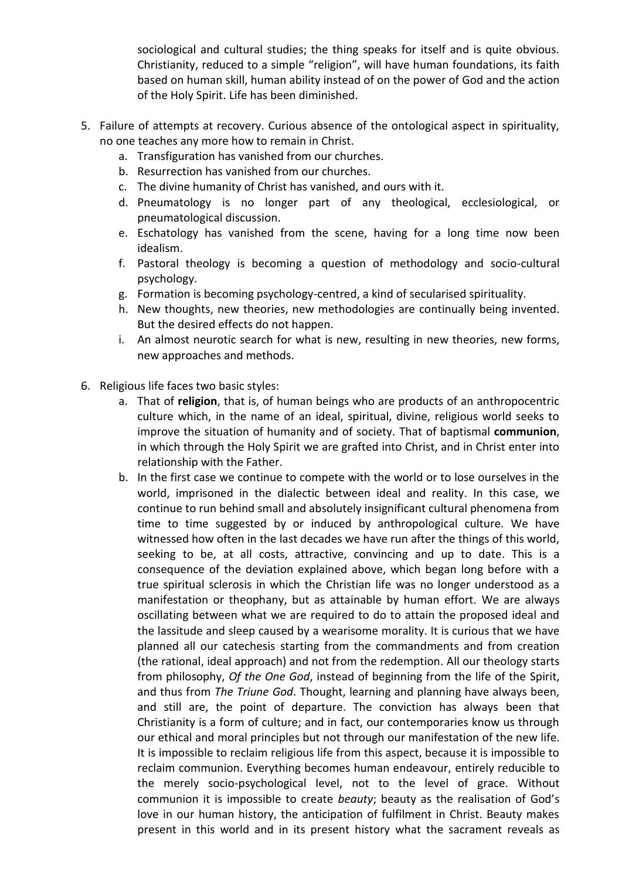sociological and cultural studies; the thing speaks for itself and is quite obvious. Christianity, reduced to a simple "religion", will have human foundations, its faith based on human skill, human ability instead of on the power of God and the action of the Holy Spirit. Life has been diminished.

5. Failure of attempts at recovery. Curious absence of the ontological aspect in spirituality, no one teaches any more how to remain in Christ.
    a. Transfiguration has vanished from our churches.
    b. Resurrection has vanished from our churches.
    c. The divine humanity of Christ has vanished, and ours with it.
    d. Pneumatology is no longer part of any theological, ecclesiological, or pneumatological discussion.
    e. Eschatology has vanished from the scene, having for a long time now been idealism.
    f. Pastoral theology is becoming a question of methodology and socio-cultural psychology.
    g. Formation is becoming psychology-centred, a kind of secularised spirituality.
    h. New thoughts, new theories, new methodologies are continually being invented. But the desired effects do not happen.
    i. An almost neurotic search for what is new, resulting in new theories, new forms, new approaches and methods.

6. Religious life faces two basic styles:
    a. That of **religion**, that is, of human beings who are products of an anthropocentric culture which, in the name of an ideal, spiritual, divine, religious world seeks to improve the situation of humanity and of society. That of baptismal **communion**, in which through the Holy Spirit we are grafted into Christ, and in Christ enter into relationship with the Father.
    b. In the first case we continue to compete with the world or to lose ourselves in the world, imprisoned in the dialectic between ideal and reality. In this case, we continue to run behind small and absolutely insignificant cultural phenomena from time to time suggested by or induced by anthropological culture. We have witnessed how often in the last decades we have run after the things of this world, seeking to be, at all costs, attractive, convincing and up to date. This is a consequence of the deviation explained above, which began long before with a true spiritual sclerosis in which the Christian life was no longer understood as a manifestation or theophany, but as attainable by human effort. We are always oscillating between what we are required to do to attain the proposed ideal and the lassitude and sleep caused by a wearisome morality. It is curious that we have planned all our catechesis starting from the commandments and from creation (the rational, ideal approach) and not from the redemption. All our theology starts from philosophy, *Of the One God*, instead of beginning from the life of the Spirit, and thus from *The Triune God*. Thought, learning and planning have always been, and still are, the point of departure. The conviction has always been that Christianity is a form of culture; and in fact, our contemporaries know us through our ethical and moral principles but not through our manifestation of the new life. It is impossible to reclaim religious life from this aspect, because it is impossible to reclaim communion. Everything becomes human endeavour, entirely reducible to the merely socio-psychological level, not to the level of grace. Without communion it is impossible to create *beauty*; beauty as the realisation of God's love in our human history, the anticipation of fulfilment in Christ. Beauty makes present in this world and in its present history what the sacrament reveals as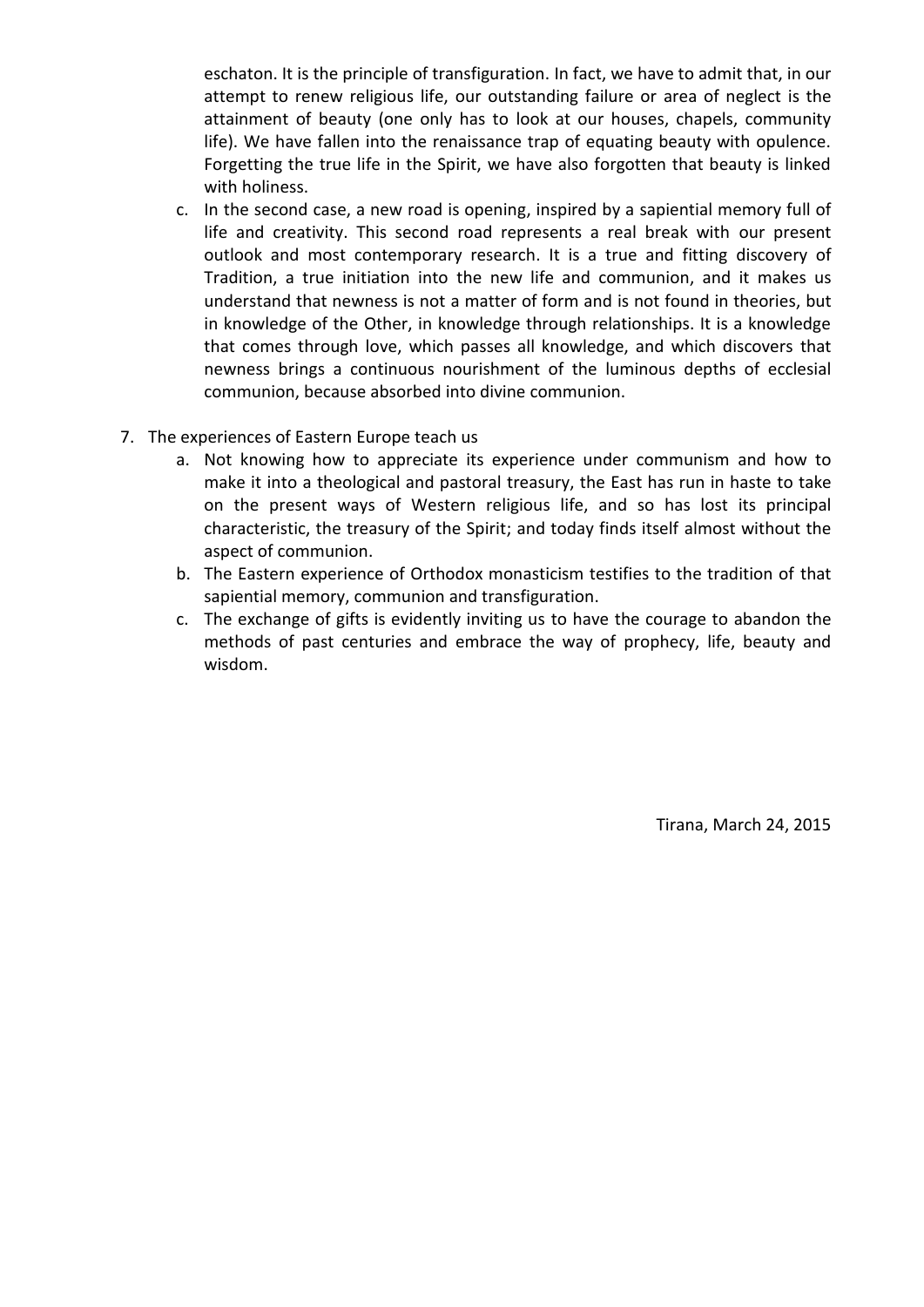eschaton. It is the principle of transfiguration. In fact, we have to admit that, in our attempt to renew religious life, our outstanding failure or area of neglect is the attainment of beauty (one only has to look at our houses, chapels, community life). We have fallen into the renaissance trap of equating beauty with opulence. Forgetting the true life in the Spirit, we have also forgotten that beauty is linked with holiness.

c. In the second case, a new road is opening, inspired by a sapiential memory full of life and creativity. This second road represents a real break with our present outlook and most contemporary research. It is a true and fitting discovery of Tradition, a true initiation into the new life and communion, and it makes us understand that newness is not a matter of form and is not found in theories, but in knowledge of the Other, in knowledge through relationships. It is a knowledge that comes through love, which passes all knowledge, and which discovers that newness brings a continuous nourishment of the luminous depths of ecclesial communion, because absorbed into divine communion.

7. The experiences of Eastern Europe teach us
   a. Not knowing how to appreciate its experience under communism and how to make it into a theological and pastoral treasury, the East has run in haste to take on the present ways of Western religious life, and so has lost its principal characteristic, the treasury of the Spirit; and today finds itself almost without the aspect of communion.
   b. The Eastern experience of Orthodox monasticism testifies to the tradition of that sapiential memory, communion and transfiguration.
   c. The exchange of gifts is evidently inviting us to have the courage to abandon the methods of past centuries and embrace the way of prophecy, life, beauty and wisdom.

Tirana, March 24, 2015